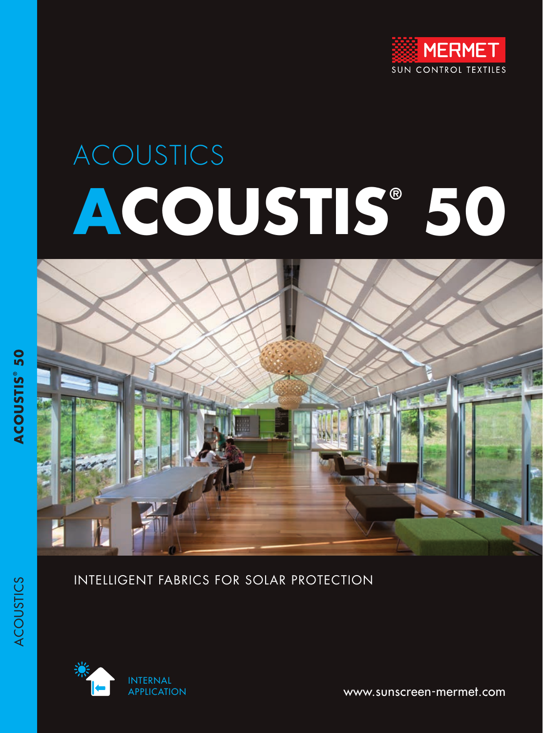MERMET
SUN CONTROL TEXTILES

# ACOUSTICS

# ACOUSTIS® 50

INTELLIGENT FABRICS FOR SOLAR PROTECTION

INTERNAL APPLICATION

www.sunscreen-mermet.com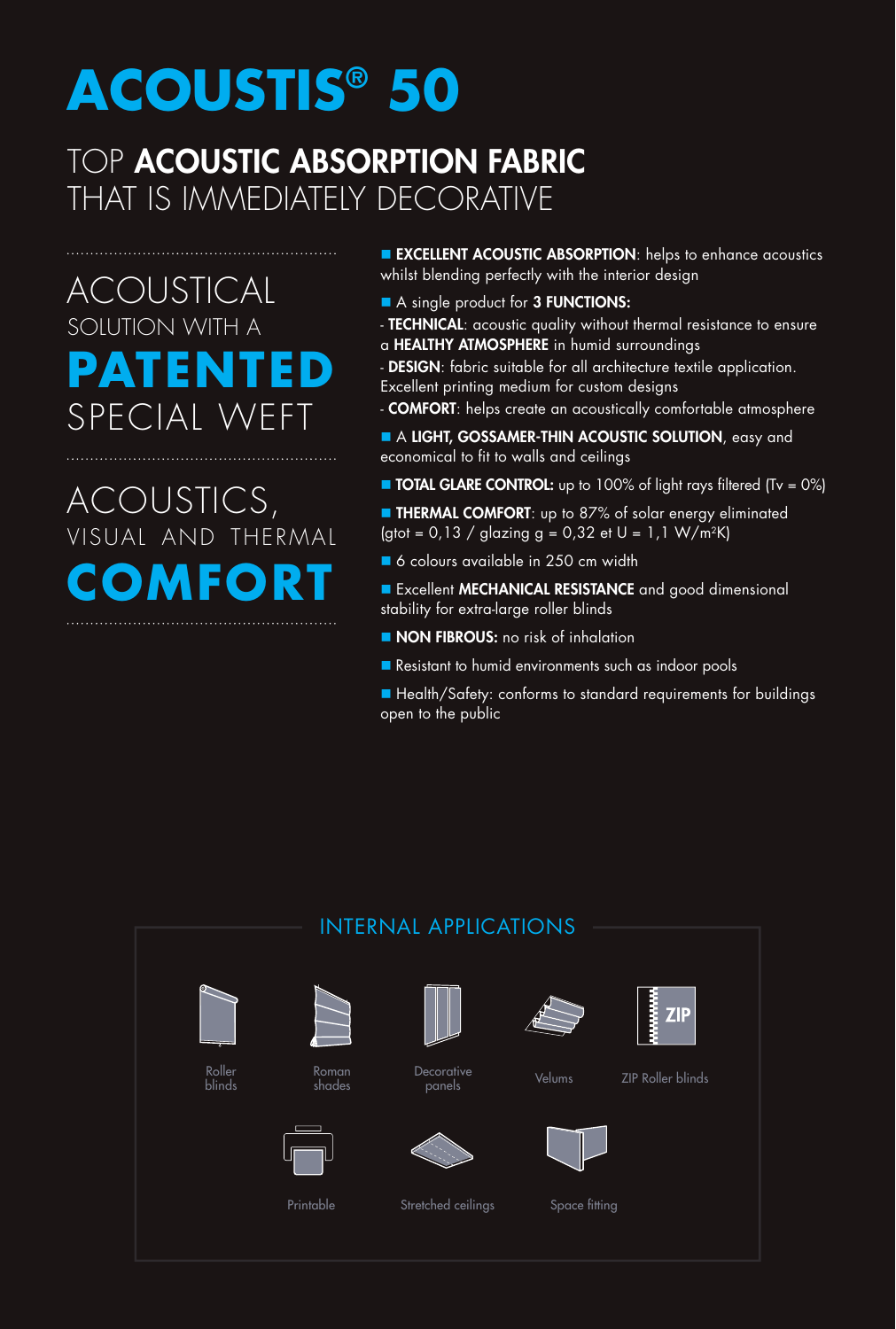# ACOUSTIS® 50

## TOP **ACOUSTIC ABSORPTION FABRIC** THAT IS IMMEDIATELY DECORATIVE

ACOUSTICAL SOLUTION WITH A **PATENTED** SPECIAL WEFT

ACOUSTICS, VISUAL AND THERMAL **COMFORT**

- **EXCELLENT ACOUSTIC ABSORPTION**: helps to enhance acoustics whilst blending perfectly with the interior design
- A single product for **3 FUNCTIONS:**
  - **TECHNICAL**: acoustic quality without thermal resistance to ensure a **HEALTHY ATMOSPHERE** in humid surroundings
  - **DESIGN**: fabric suitable for all architecture textile application. Excellent printing medium for custom designs
  - **COMFORT**: helps create an acoustically comfortable atmosphere
- A **LIGHT, GOSSAMER-THIN ACOUSTIC SOLUTION**, easy and economical to fit to walls and ceilings
- **TOTAL GLARE CONTROL:** up to 100% of light rays filtered (Tv = 0%)
- **THERMAL COMFORT**: up to 87% of solar energy eliminated (gtot = 0,13 / glazing g = 0,32 et U = 1,1 W/m²K)
- 6 colours available in 250 cm width
- Excellent **MECHANICAL RESISTANCE** and good dimensional stability for extra-large roller blinds
- **NON FIBROUS:** no risk of inhalation
- Resistant to humid environments such as indoor pools
- Health/Safety: conforms to standard requirements for buildings open to the public

## INTERNAL APPLICATIONS

Roller blinds

Roman shades

Decorative panels

Velums

ZIP Roller blinds

Printable

Stretched ceilings

Space fitting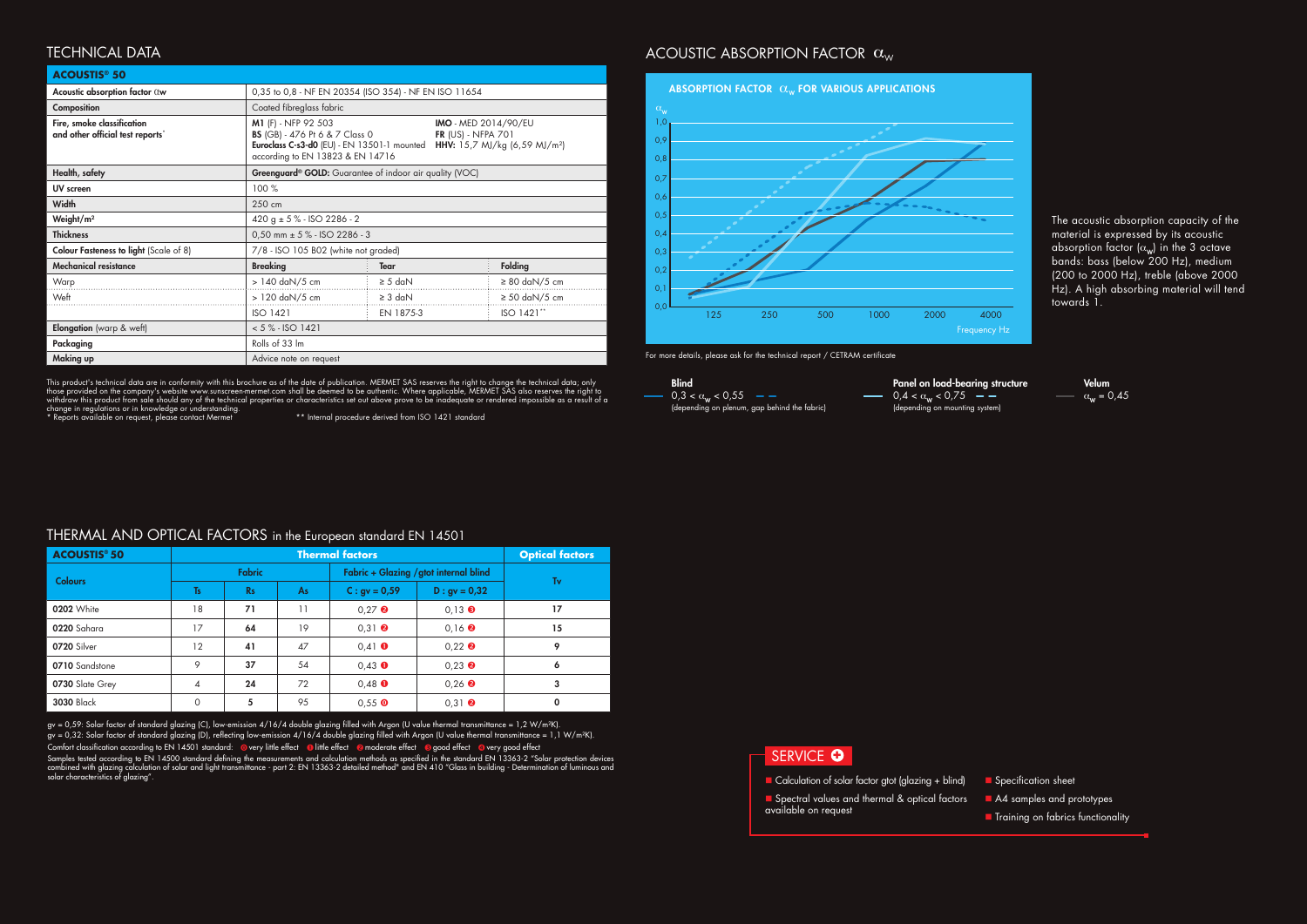## TECHNICAL DATA

| ACOUSTIS® 50 | | | |
|---|---|---|---|
| Acoustic absorption factor $\alpha_w$ | 0,35 to 0,8 - NF EN 20354 (ISO 354) - NF EN ISO 11654 | | |
| Composition | Coated fibreglass fabric | | |
| Fire, smoke classification and other official test reports* | **M1** (F) - NFP 92 503<br>**BS** (GB) - 476 Pt 6 & 7 Class 0<br>**Euroclass C-s3-d0** (EU) - EN 13501-1 mounted according to EN 13823 & EN 14716 | **IMO** - MED 2014/90/EU<br>**FR** (US) - NFPA 701<br>**HHV:** 15,7 MJ/kg (6,59 MJ/m²) | |
| Health, safety | **Greenguard® GOLD:** Guarantee of indoor air quality (VOC) | | |
| UV screen | 100 % | | |
| Width | 250 cm | | |
| Weight/m² | 420 g ± 5 % - ISO 2286 - 2 | | |
| Thickness | 0,50 mm ± 5 % - ISO 2286 - 3 | | |
| Colour Fasteness to light (Scale of 8) | 7/8 - ISO 105 B02 (white not graded) | | |
| Mechanical resistance | **Breaking** | **Tear** | **Folding** |
| Warp | > 140 daN/5 cm | ≥ 5 daN | ≥ 80 daN/5 cm |
| Weft | > 120 daN/5 cm | ≥ 3 daN | ≥ 50 daN/5 cm |
| | ISO 1421 | EN 1875-3 | ISO 1421** |
| Elongation (warp & weft) | < 5 % - ISO 1421 | | |
| Packaging | Rolls of 33 lm | | |
| Making up | Advice note on request | | |

This product's technical data are in conformity with this brochure as of the date of publication. MERMET SAS reserves the right to change the technical data; only those provided on the company's website www.sunscreen-mermet.com shall be deemed to be authentic. Where applicable, MERMET SAS also reserves the right to withdraw this product from sale should any of the technical properties or characteristics set out above prove to be inadequate or rendered impossible as a result of a change in regulations or in knowledge or understanding.
\* Reports available on request, please contact Mermet

\*\* Internal procedure derived from ISO 1421 standard

## ACOUSTIC ABSORPTION FACTOR $\alpha_w$

**ABSORPTION FACTOR $\alpha_w$ FOR VARIOUS APPLICATIONS**

The acoustic absorption capacity of the material is expressed by its acoustic absorption factor ($\alpha_w$) in the 3 octave bands: bass (below 200 Hz), medium (200 to 2000 Hz), treble (above 2000 Hz). A high absorbing material will tend towards 1.

For more details, please ask for the technical report / CETRAM certificate

**Blind**
$0,3 < \alpha_w < 0,55$
(depending on plenum, gap behind the fabric)

**Panel on load-bearing structure**
$0,4 < \alpha_w < 0,75$
(depending on mounting system)

**Velum**
$\alpha_w = 0,45$

## THERMAL AND OPTICAL FACTORS in the European standard EN 14501

| ACOUSTIS® 50 | Thermal factors | | | | | Optical factors |
|---|---|---|---|---|---|---|
| Colours | Fabric | | | Fabric + Glazing /gtot internal blind | | Tv |
| | Ts | Rs | As | C : gv = 0,59 | D : gv = 0,32 | |
| **0202** White | 18 | **71** | 11 | 0,27 ❷ | 0,13 ❸ | **17** |
| **0220** Sahara | 17 | **64** | 19 | 0,31 ❷ | 0,16 ❷ | **15** |
| **0720** Silver | 12 | **41** | 47 | 0,41 ❶ | 0,22 ❷ | **9** |
| **0710** Sandstone | 9 | **37** | 54 | 0,43 ❶ | 0,23 ❷ | **6** |
| **0730** Slate Grey | 4 | **24** | 72 | 0,48 ❶ | 0,26 ❷ | **3** |
| **3030** Black | 0 | **5** | 95 | 0,55 ⓿ | 0,31 ❷ | **0** |

gv = 0,59: Solar factor of standard glazing (C), low-emission 4/16/4 double glazing filled with Argon (U value thermal transmittance = 1,2 W/m²K).
gv = 0,32: Solar factor of standard glazing (D), reflecting low-emission 4/16/4 double glazing filled with Argon (U value thermal transmittance = 1,1 W/m²K).
Comfort classification according to EN 14501 standard: ⓿ very little effect ❶ little effect ❷ moderate effect ❸ good effect ❹ very good effect
Samples tested according to EN 14500 standard defining the measurements and calculation methods as specified in the standard EN 13363-2 "Solar protection devices combined with glazing calculation of solar and light transmittance - part 2: EN 13363-2 detailed method" and EN 410 "Glass in building - Determination of luminous and solar characteristics of glazing".

## SERVICE

- Calculation of solar factor gtot (glazing + blind)
- Spectral values and thermal & optical factors available on request
- Specification sheet
- A4 samples and prototypes
- Training on fabrics functionality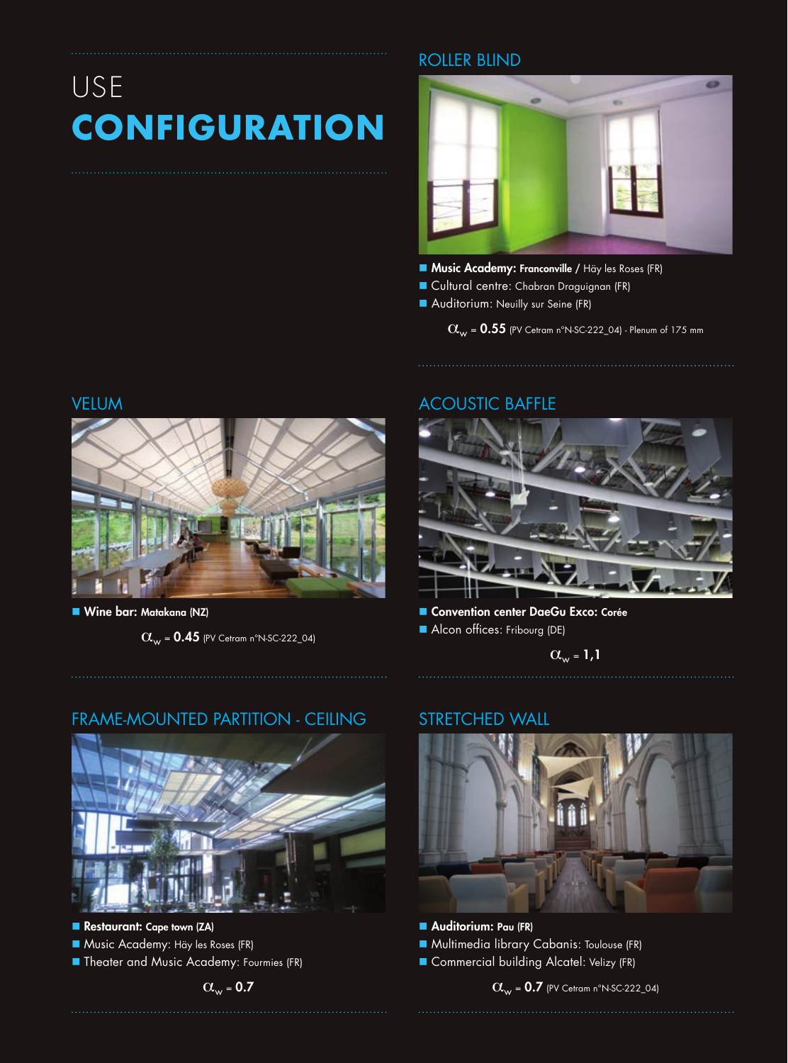# USE CONFIGURATION

## ROLLER BLIND

- **Music Academy: Franconville** / Häy les Roses (FR)
- Cultural centre: Chabran Draguignan (FR)
- Auditorium: Neuilly sur Seine (FR)

$\alpha_w$ = **0.55** (PV Cetram n°N-SC-222_04) - Plenum of 175 mm

## VELUM

- **Wine bar: Matakana (NZ)**

$\alpha_w$ = **0.45** (PV Cetram n°N-SC-222_04)

## ACOUSTIC BAFFLE

- **Convention center DaeGu Exco: Corée**
- Alcon offices: Fribourg (DE)

$\alpha_w$ = **1,1**

## FRAME-MOUNTED PARTITION - CEILING

- **Restaurant: Cape town (ZA)**
- Music Academy: Häy les Roses (FR)
- Theater and Music Academy: Fourmies (FR)

$\alpha_w$ = **0.7**

## STRETCHED WALL

- **Auditorium: Pau (FR)**
- Multimedia library Cabanis: Toulouse (FR)
- Commercial building Alcatel: Velizy (FR)

$\alpha_w$ = **0.7** (PV Cetram n°N-SC-222_04)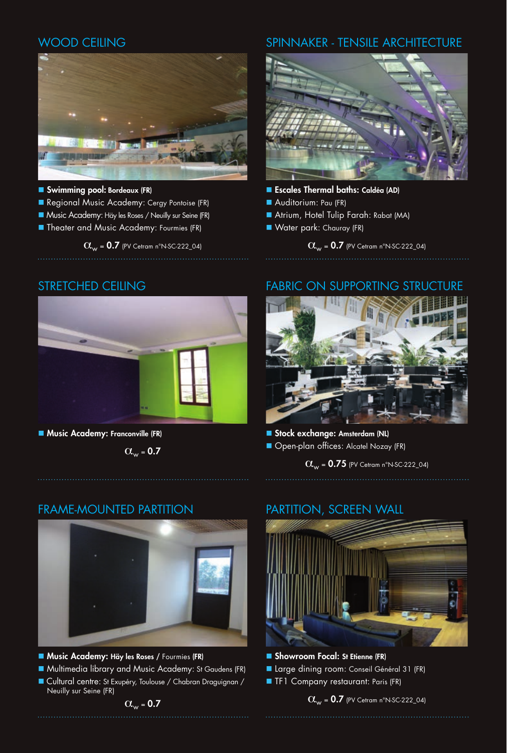## WOOD CEILING

- **Swimming pool: Bordeaux (FR)**
- Regional Music Academy: Cergy Pontoise (FR)
- Music Academy: Häy les Roses / Neuilly sur Seine (FR)
- Theater and Music Academy: Fourmies (FR)

$\alpha_w$ = **0.7** (PV Cetram n°N-SC-222_04)

## SPINNAKER - TENSILE ARCHITECTURE

- **Escales Thermal baths: Caldéa (AD)**
- Auditorium: Pau (FR)
- Atrium, Hotel Tulip Farah: Rabat (MA)
- Water park: Chauray (FR)

$\alpha_w$ = **0.7** (PV Cetram n°N-SC-222_04)

## STRETCHED CEILING

- **Music Academy: Franconville (FR)**

$\alpha_w$ = **0.7**

## FABRIC ON SUPPORTING STRUCTURE

- **Stock exchange: Amsterdam (NL)**
- Open-plan offices: Alcatel Nozay (FR)

$\alpha_w$ = **0.75** (PV Cetram n°N-SC-222_04)

## FRAME-MOUNTED PARTITION

- **Music Academy: Häy les Roses** / Fourmies **(FR)**
- Multimedia library and Music Academy: St Gaudens (FR)
- Cultural centre: St Exupéry, Toulouse / Chabran Draguignan / Neuilly sur Seine (FR)

$\alpha_w$ = **0.7**

## PARTITION, SCREEN WALL

- **Showroom Focal: St Etienne (FR)**
- Large dining room: Conseil Général 31 (FR)
- TF1 Company restaurant: Paris (FR)

$\alpha_w$ = **0.7** (PV Cetram n°N-SC-222_04)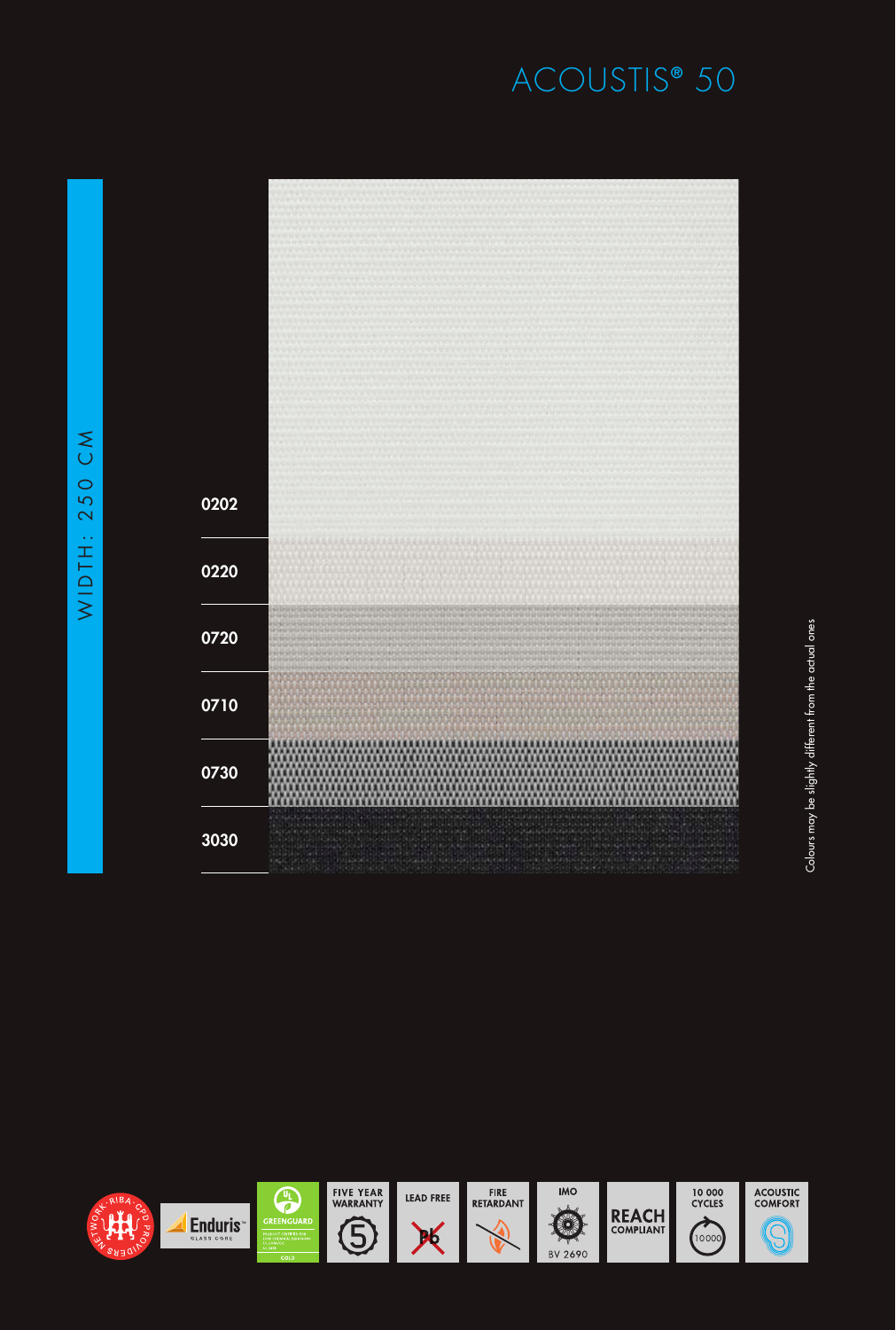# ACOUSTIS® 50

WIDTH: 250 CM

0202

0220

0720

0710

0730

3030

Colours may be slightly different from the actual ones

FIVE YEAR WARRANTY

LEAD FREE

FIRE RETARDANT

IMO

BV 2690

REACH COMPLIANT

10 000 CYCLES

ACOUSTIC COMFORT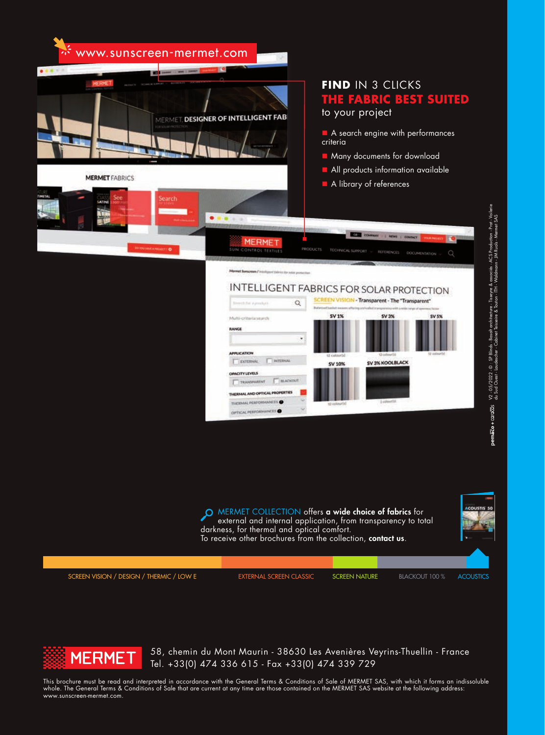www.sunscreen-mermet.com

## **FIND** IN 3 CLICKS **THE FABRIC BEST SUITED** to your project

- A search engine with performances criteria
- Many documents for download
- All products information available
- A library of references

MERMET COLLECTION offers **a wide choice of fabrics** for external and internal application, from transparency to total darkness, for thermal and optical comfort.
To receive other brochures from the collection, **contact us**.

SCREEN VISION / DESIGN / THERMIC / LOW E | EXTERNAL SCREEN CLASSIC | SCREEN NATURE | BLACKOUT 100 % | ACOUSTICS

MERMET

58, chemin du Mont Maurin - 38630 Les Avenières Veyrins-Thuellin - France
Tel. +33(0) 474 336 615 - Fax +33(0) 474 339 729

This brochure must be read and interpreted in accordance with the General Terms & Conditions of Sale of MERMET SAS, with which it forms an indissoluble whole. The General Terms & Conditions of Sale that are current at any time are those contained on the MERMET SAS website at the following address: www.sunscreen-mermet.com.

pemaco + caradas V2 - 05/2022 - © : SP Blinds - Basalt architecture - Tissayre & associés - ACS Production - Prat - Voilerie du Sud Ouest - Laudescher - Cabinet Teisseire & Touton - ITH - Waldmann - JM Ruols - Mermet SAS